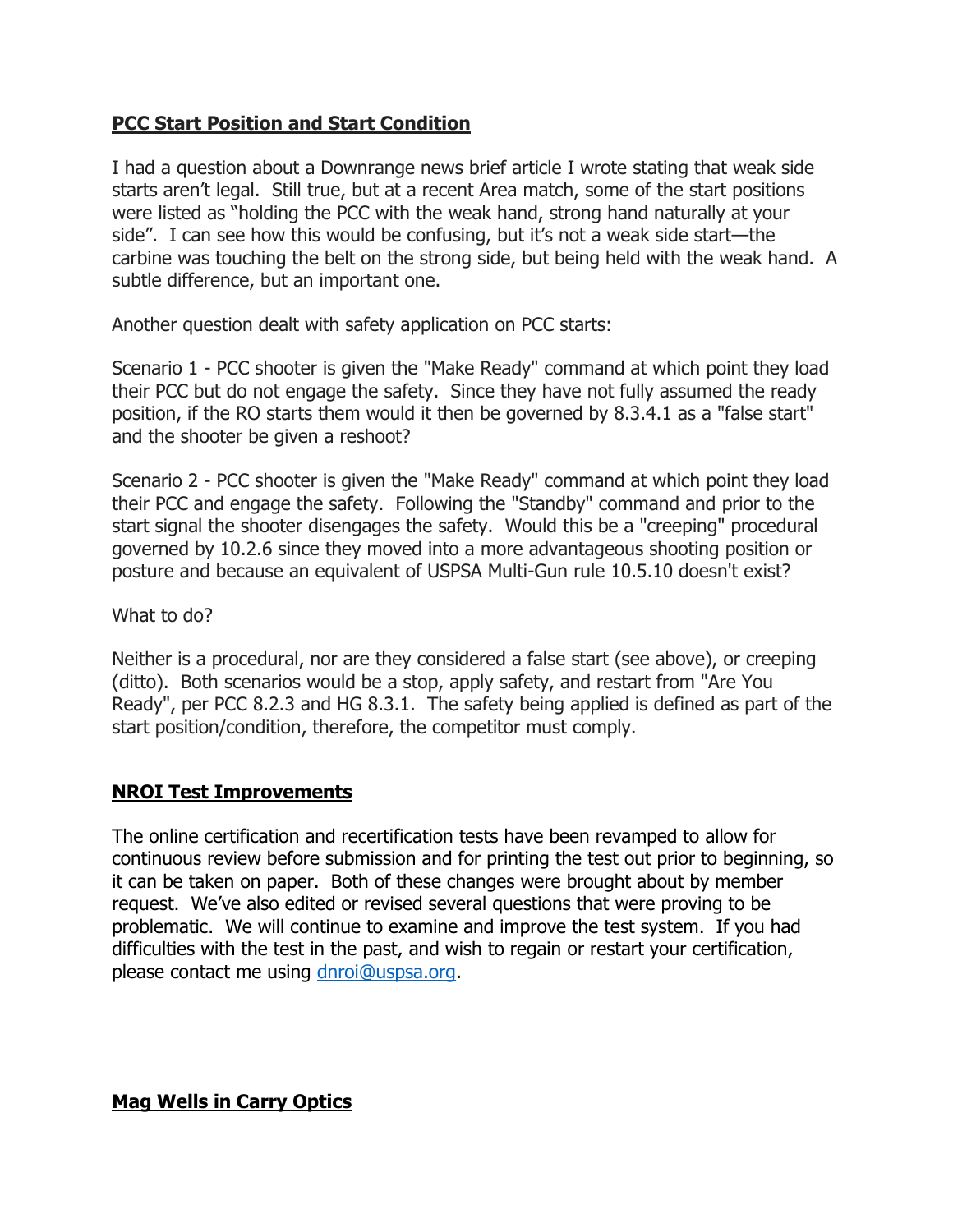## **PCC Start Position and Start Condition**

I had a question about a Downrange news brief article I wrote stating that weak side starts aren't legal. Still true, but at a recent Area match, some of the start positions were listed as "holding the PCC with the weak hand, strong hand naturally at your side". I can see how this would be confusing, but it's not a weak side start—the carbine was touching the belt on the strong side, but being held with the weak hand. A subtle difference, but an important one.

Another question dealt with safety application on PCC starts:

Scenario 1 - PCC shooter is given the "Make Ready" command at which point they load their PCC but do not engage the safety. Since they have not fully assumed the ready position, if the RO starts them would it then be governed by 8.3.4.1 as a "false start" and the shooter be given a reshoot?

Scenario 2 - PCC shooter is given the "Make Ready" command at which point they load their PCC and engage the safety. Following the "Standby" command and prior to the start signal the shooter disengages the safety. Would this be a "creeping" procedural governed by 10.2.6 since they moved into a more advantageous shooting position or posture and because an equivalent of USPSA Multi-Gun rule 10.5.10 doesn't exist?

What to do?

Neither is a procedural, nor are they considered a false start (see above), or creeping (ditto). Both scenarios would be a stop, apply safety, and restart from "Are You Ready", per PCC 8.2.3 and HG 8.3.1. The safety being applied is defined as part of the start position/condition, therefore, the competitor must comply.

## **NROI Test Improvements**

The online certification and recertification tests have been revamped to allow for continuous review before submission and for printing the test out prior to beginning, so it can be taken on paper. Both of these changes were brought about by member request. We've also edited or revised several questions that were proving to be problematic. We will continue to examine and improve the test system. If you had difficulties with the test in the past, and wish to regain or restart your certification, please contact me using dnroi@uspsa.org.

## **Mag Wells in Carry Optics**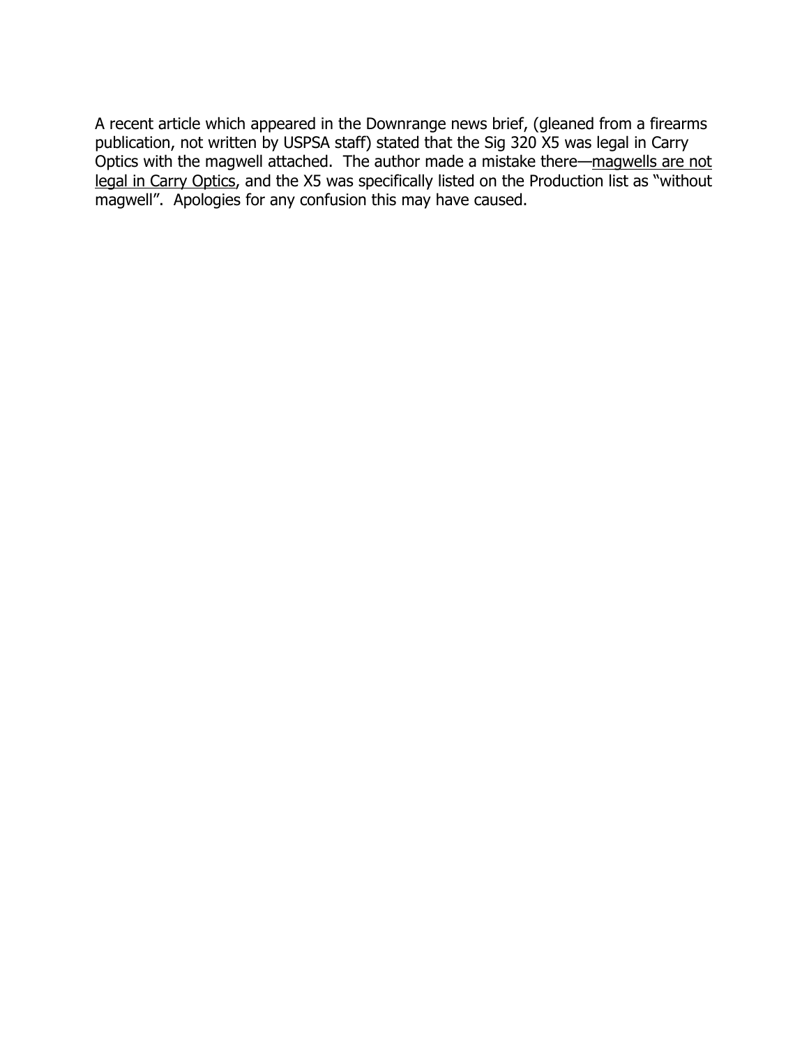A recent article which appeared in the Downrange news brief, (gleaned from a firearms publication, not written by USPSA staff) stated that the Sig 320 X5 was legal in Carry Optics with the magwell attached. The author made a mistake there—<u>magwells are not legal in Carry Optics</u>, and the X5 was specifically listed on the Production list as "without magwell". Apologies for any confusion this may have caused.